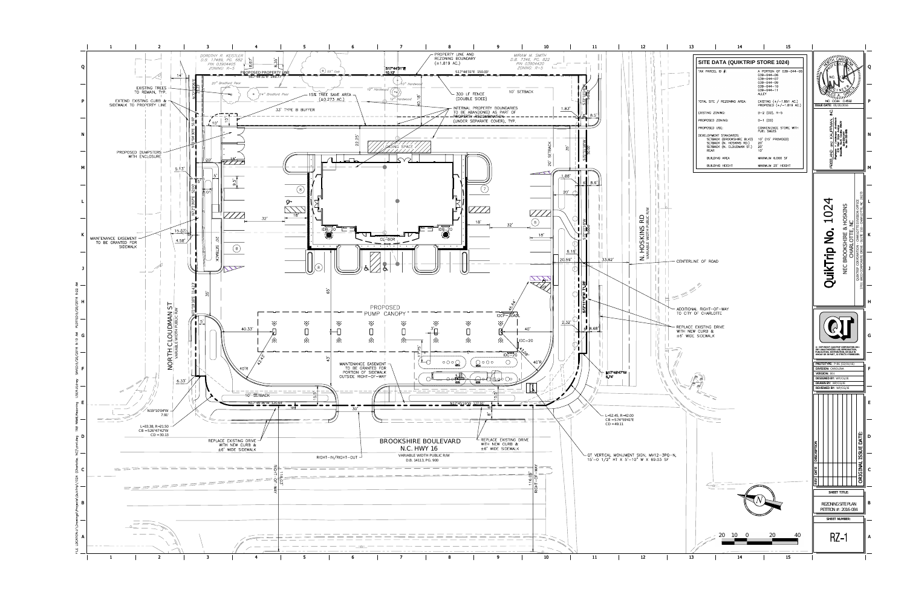## SITE DATA (QUIKTRIP STORE 1024)

| | |
|---|---|
| TAX PARCEL ID #: | A PORTION OF 039-044-05, 039-044-06, 039-044-07, 039-044-09, 039-044-10, 039-044-11, ALLEY |
| TOTAL SITE / REZONING AREA: | EXISTING (+/-1.881 AC.) PROPOSED (+/-1.819 AC.) |
| EXISTING ZONING: | B-2 (CD), R-5 |
| PROPOSED ZONING: | B-1 (CD) |
| PROPOSED USE: | CONVENIENCE STORE WITH FUEL SALES |
| DEVELOPMENT STANDARDS: | |
| SETBACK (BROOKSHIRE BLVD) | 10' (15' PROVIDED) |
| SETBACK (N. HOSKINS RD.) | 20' |
| SETBACK (N. CLOUDMAN ST.) | 20' |
| REAR | 10' |
| BUILDING AREA | MAXIMUM 6,000 SF |
| BUILDING HEIGHT | MAXIMUM 25' HEIGHT |

DOROTHY R. KEISTLER
D.B. 17489, PG. 562
PIN 03904405
ZONING: R-5

MIRIAM M. SMITH
D.B. 7346, PG. 822
PIN 03904420
ZONING: R-5

PROPERTY LINE AND REZONING BOUNDARY (±1.819 AC.)

PROPOSED PROPERTY LINE

EXISTING TREES TO REMAIN, TYP.

EXTEND EXISTING CURB & SIDEWALK TO PROPERTY LINE

15% TREE SAVE AREA (±0.273 AC.)

33' TYPE B BUFFER

300 LF FENCE (DOUBLE SIDED)

10' SETBACK

INTERNAL PROPERTY BOUNDARIES TO BE ABANDONED AS PART OF PROPERTY RECOMBINATION (UNDER SEPARATE COVER), TYP.

PROPOSED DUMPSTERS WITH ENCLOSURE

LOADING SPACE

20' SETBACK

MAINTENANCE EASEMENT TO BE GRANTED FOR SIDEWALK

NORTH CLOUDMAN ST
VARIABLE WIDTH PUBLIC R/W

N. HOSKINS RD
VARIABLE WIDTH PUBLIC R/W

CENTERLINE OF ROAD

ADDITIONAL RIGHT-OF-WAY TO CITY OF CHARLOTTE

REPLACE EXISTING DRIVE WITH NEW CURB & ±6' WIDE SIDEWALK

PROPOSED PUMP CANOPY

MAINTENANCE EASEMENT TO BE GRANTED FOR PORTION OF SIDEWALK OUTSIDE RIGHT-OF-WAY

10' SETBACK

BROOKSHIRE BOULEVARD
N.C. HWY 16
VARIABLE WIDTH PUBLIC R/W
D.B. 14113, PG. 900

RIGHT-IN/RIGHT-OUT

REPLACE EXISTING DRIVE WITH NEW CURB & ±6' WIDE SIDEWALK

REPLACE EXISTING DRIVE WITH NEW CURB & ±6' WIDE SIDEWALK

QT VERTICAL MONUMENT SIGN, MV12-3PO-N, 15'-0 1/2" HT X 5'-10" W X 69.03 SF

L=33.38, R=21.50
CB =S26°47'42"W
CD =30.13

L=52.45, R=42.00
CB =S74°59'41"E
CD =49.11

N19°10'04"W 7.91'

N17°48'47"W 5.74'

S17°44'31"E 150.00'

N17°45'38"W 120.64

N17°45'38"W 127.91

QuikTrip No. 1024
NEC BROOKSHIRE & HOSKINS
CHARLOTTE, NC

FREELAND and KAUFFMAN, INC

NC COA: C-0632

ISSUE DATE: 05/20/2016

PROTOTYPE: P-96 (02/01/16)
DIVISION: CAROLINA
VERSION: 001
DESIGNED BY: WP/CG/JE
DRAWN BY: WP/CG/JE
REVIEWED BY: WP/CG/JE

ORIGINAL ISSUE DATE:

SHEET TITLE:
REZONING SITE PLAN
PETITION #: 2016-084

SHEET NUMBER:
RZ-1